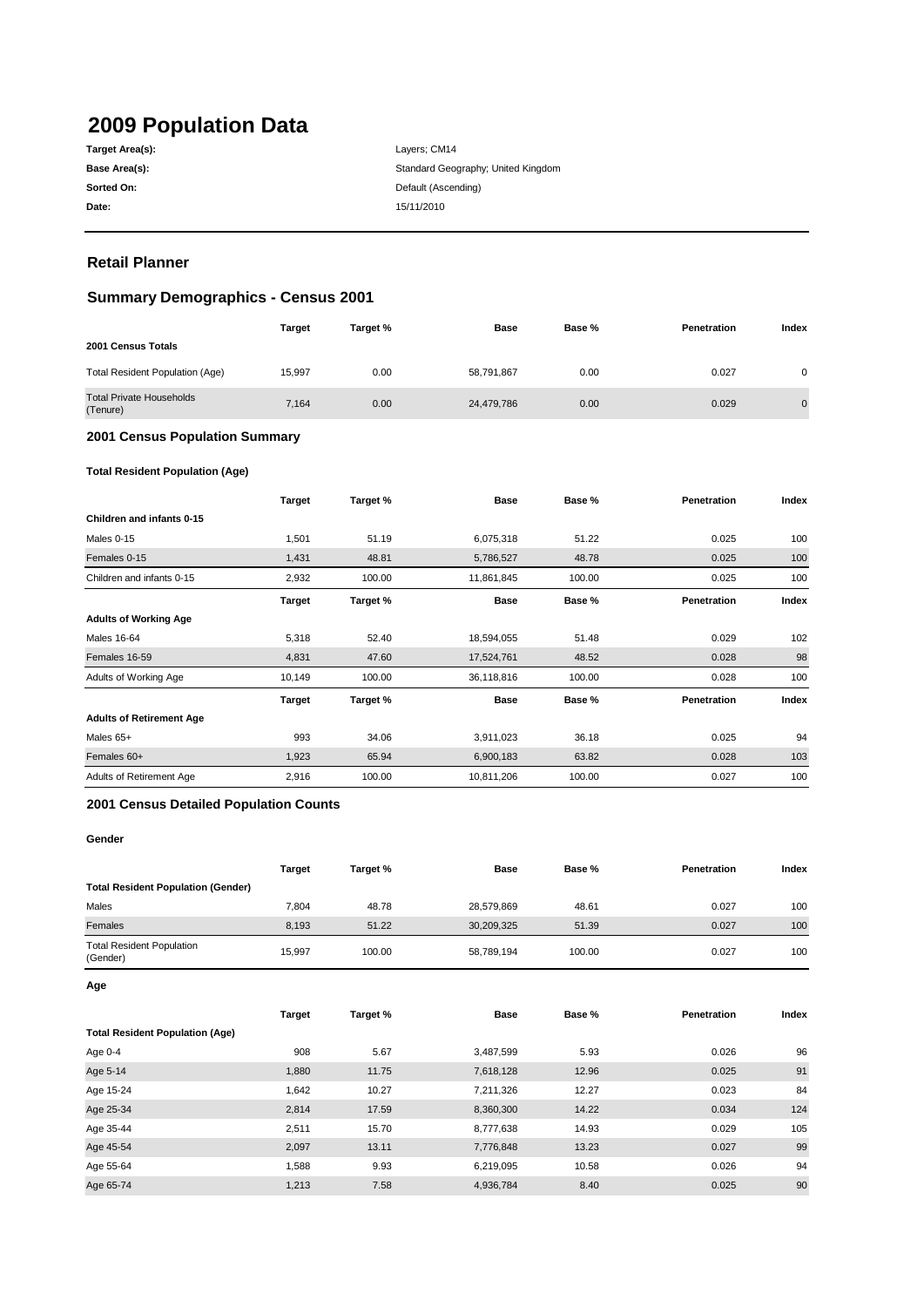# 2009 Population Data

| | |
|---|---|
| **Target Area(s):** | Layers; CM14 |
| **Base Area(s):** | Standard Geography; United Kingdom |
| **Sorted On:** | Default (Ascending) |
| **Date:** | 15/11/2010 |

## Retail Planner

## Summary Demographics - Census 2001

| | Target | Target % | Base | Base % | Penetration | Index |
|---|---|---|---|---|---|---|
| **2001 Census Totals** | | | | | | |
| Total Resident Population (Age) | 15,997 | 0.00 | 58,791,867 | 0.00 | 0.027 | 0 |
| Total Private Households (Tenure) | 7,164 | 0.00 | 24,479,786 | 0.00 | 0.029 | 0 |

### 2001 Census Population Summary

#### Total Resident Population (Age)

| | Target | Target % | Base | Base % | Penetration | Index |
|---|---|---|---|---|---|---|
| **Children and infants 0-15** | | | | | | |
| Males 0-15 | 1,501 | 51.19 | 6,075,318 | 51.22 | 0.025 | 100 |
| Females 0-15 | 1,431 | 48.81 | 5,786,527 | 48.78 | 0.025 | 100 |
| Children and infants 0-15 | 2,932 | 100.00 | 11,861,845 | 100.00 | 0.025 | 100 |

| | Target | Target % | Base | Base % | Penetration | Index |
|---|---|---|---|---|---|---|
| **Adults of Working Age** | | | | | | |
| Males 16-64 | 5,318 | 52.40 | 18,594,055 | 51.48 | 0.029 | 102 |
| Females 16-59 | 4,831 | 47.60 | 17,524,761 | 48.52 | 0.028 | 98 |
| Adults of Working Age | 10,149 | 100.00 | 36,118,816 | 100.00 | 0.028 | 100 |

| | Target | Target % | Base | Base % | Penetration | Index |
|---|---|---|---|---|---|---|
| **Adults of Retirement Age** | | | | | | |
| Males 65+ | 993 | 34.06 | 3,911,023 | 36.18 | 0.025 | 94 |
| Females 60+ | 1,923 | 65.94 | 6,900,183 | 63.82 | 0.028 | 103 |
| Adults of Retirement Age | 2,916 | 100.00 | 10,811,206 | 100.00 | 0.027 | 100 |

### 2001 Census Detailed Population Counts

#### Gender

| | Target | Target % | Base | Base % | Penetration | Index |
|---|---|---|---|---|---|---|
| **Total Resident Population (Gender)** | | | | | | |
| Males | 7,804 | 48.78 | 28,579,869 | 48.61 | 0.027 | 100 |
| Females | 8,193 | 51.22 | 30,209,325 | 51.39 | 0.027 | 100 |
| Total Resident Population (Gender) | 15,997 | 100.00 | 58,789,194 | 100.00 | 0.027 | 100 |

#### Age

| | Target | Target % | Base | Base % | Penetration | Index |
|---|---|---|---|---|---|---|
| **Total Resident Population (Age)** | | | | | | |
| Age 0-4 | 908 | 5.67 | 3,487,599 | 5.93 | 0.026 | 96 |
| Age 5-14 | 1,880 | 11.75 | 7,618,128 | 12.96 | 0.025 | 91 |
| Age 15-24 | 1,642 | 10.27 | 7,211,326 | 12.27 | 0.023 | 84 |
| Age 25-34 | 2,814 | 17.59 | 8,360,300 | 14.22 | 0.034 | 124 |
| Age 35-44 | 2,511 | 15.70 | 8,777,638 | 14.93 | 0.029 | 105 |
| Age 45-54 | 2,097 | 13.11 | 7,776,848 | 13.23 | 0.027 | 99 |
| Age 55-64 | 1,588 | 9.93 | 6,219,095 | 10.58 | 0.026 | 94 |
| Age 65-74 | 1,213 | 7.58 | 4,936,784 | 8.40 | 0.025 | 90 |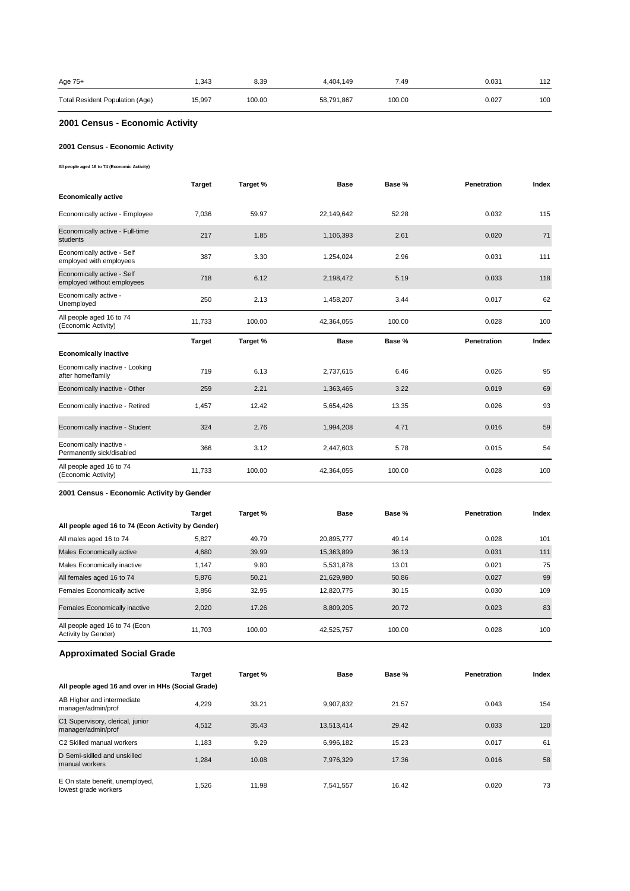| | | | | | | |
|---|---|---|---|---|---|---|
| Age 75+ | 1,343 | 8.39 | 4,404,149 | 7.49 | 0.031 | 112 |
| Total Resident Population (Age) | 15,997 | 100.00 | 58,791,867 | 100.00 | 0.027 | 100 |

## 2001 Census - Economic Activity

### 2001 Census - Economic Activity

**All people aged 16 to 74 (Economic Activity)**

| | Target | Target % | Base | Base % | Penetration | Index |
|---|---|---|---|---|---|---|
| **Economically active** | | | | | | |
| Economically active - Employee | 7,036 | 59.97 | 22,149,642 | 52.28 | 0.032 | 115 |
| Economically active - Full-time students | 217 | 1.85 | 1,106,393 | 2.61 | 0.020 | 71 |
| Economically active - Self employed with employees | 387 | 3.30 | 1,254,024 | 2.96 | 0.031 | 111 |
| Economically active - Self employed without employees | 718 | 6.12 | 2,198,472 | 5.19 | 0.033 | 118 |
| Economically active - Unemployed | 250 | 2.13 | 1,458,207 | 3.44 | 0.017 | 62 |
| All people aged 16 to 74 (Economic Activity) | 11,733 | 100.00 | 42,364,055 | 100.00 | 0.028 | 100 |

| | Target | Target % | Base | Base % | Penetration | Index |
|---|---|---|---|---|---|---|
| **Economically inactive** | | | | | | |
| Economically inactive - Looking after home/family | 719 | 6.13 | 2,737,615 | 6.46 | 0.026 | 95 |
| Economically inactive - Other | 259 | 2.21 | 1,363,465 | 3.22 | 0.019 | 69 |
| Economically inactive - Retired | 1,457 | 12.42 | 5,654,426 | 13.35 | 0.026 | 93 |
| Economically inactive - Student | 324 | 2.76 | 1,994,208 | 4.71 | 0.016 | 59 |
| Economically inactive - Permanently sick/disabled | 366 | 3.12 | 2,447,603 | 5.78 | 0.015 | 54 |
| All people aged 16 to 74 (Economic Activity) | 11,733 | 100.00 | 42,364,055 | 100.00 | 0.028 | 100 |

### 2001 Census - Economic Activity by Gender

| | Target | Target % | Base | Base % | Penetration | Index |
|---|---|---|---|---|---|---|
| **All people aged 16 to 74 (Econ Activity by Gender)** | | | | | | |
| All males aged 16 to 74 | 5,827 | 49.79 | 20,895,777 | 49.14 | 0.028 | 101 |
| Males Economically active | 4,680 | 39.99 | 15,363,899 | 36.13 | 0.031 | 111 |
| Males Economically inactive | 1,147 | 9.80 | 5,531,878 | 13.01 | 0.021 | 75 |
| All females aged 16 to 74 | 5,876 | 50.21 | 21,629,980 | 50.86 | 0.027 | 99 |
| Females Economically active | 3,856 | 32.95 | 12,820,775 | 30.15 | 0.030 | 109 |
| Females Economically inactive | 2,020 | 17.26 | 8,809,205 | 20.72 | 0.023 | 83 |
| All people aged 16 to 74 (Econ Activity by Gender) | 11,703 | 100.00 | 42,525,757 | 100.00 | 0.028 | 100 |

## Approximated Social Grade

| | Target | Target % | Base | Base % | Penetration | Index |
|---|---|---|---|---|---|---|
| **All people aged 16 and over in HHs (Social Grade)** | | | | | | |
| AB Higher and intermediate manager/admin/prof | 4,229 | 33.21 | 9,907,832 | 21.57 | 0.043 | 154 |
| C1 Supervisory, clerical, junior manager/admin/prof | 4,512 | 35.43 | 13,513,414 | 29.42 | 0.033 | 120 |
| C2 Skilled manual workers | 1,183 | 9.29 | 6,996,182 | 15.23 | 0.017 | 61 |
| D Semi-skilled and unskilled manual workers | 1,284 | 10.08 | 7,976,329 | 17.36 | 0.016 | 58 |
| E On state benefit, unemployed, lowest grade workers | 1,526 | 11.98 | 7,541,557 | 16.42 | 0.020 | 73 |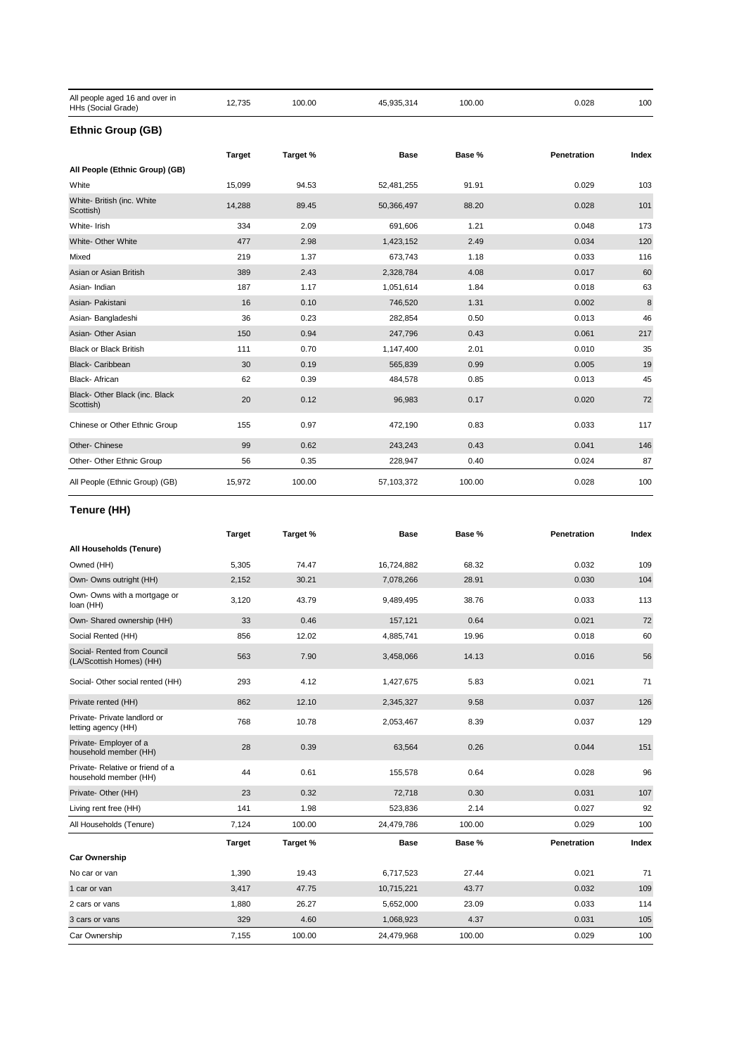| | | | | | | |
|---|---|---|---|---|---|---|
| All people aged 16 and over in HHs (Social Grade) | 12,735 | 100.00 | 45,935,314 | 100.00 | 0.028 | 100 |

## Ethnic Group (GB)

| | Target | Target % | Base | Base % | Penetration | Index |
|---|---|---|---|---|---|---|
| **All People (Ethnic Group) (GB)** | | | | | | |
| White | 15,099 | 94.53 | 52,481,255 | 91.91 | 0.029 | 103 |
| White- British (inc. White Scottish) | 14,288 | 89.45 | 50,366,497 | 88.20 | 0.028 | 101 |
| White- Irish | 334 | 2.09 | 691,606 | 1.21 | 0.048 | 173 |
| White- Other White | 477 | 2.98 | 1,423,152 | 2.49 | 0.034 | 120 |
| Mixed | 219 | 1.37 | 673,743 | 1.18 | 0.033 | 116 |
| Asian or Asian British | 389 | 2.43 | 2,328,784 | 4.08 | 0.017 | 60 |
| Asian- Indian | 187 | 1.17 | 1,051,614 | 1.84 | 0.018 | 63 |
| Asian- Pakistani | 16 | 0.10 | 746,520 | 1.31 | 0.002 | 8 |
| Asian- Bangladeshi | 36 | 0.23 | 282,854 | 0.50 | 0.013 | 46 |
| Asian- Other Asian | 150 | 0.94 | 247,796 | 0.43 | 0.061 | 217 |
| Black or Black British | 111 | 0.70 | 1,147,400 | 2.01 | 0.010 | 35 |
| Black- Caribbean | 30 | 0.19 | 565,839 | 0.99 | 0.005 | 19 |
| Black- African | 62 | 0.39 | 484,578 | 0.85 | 0.013 | 45 |
| Black- Other Black (inc. Black Scottish) | 20 | 0.12 | 96,983 | 0.17 | 0.020 | 72 |
| Chinese or Other Ethnic Group | 155 | 0.97 | 472,190 | 0.83 | 0.033 | 117 |
| Other- Chinese | 99 | 0.62 | 243,243 | 0.43 | 0.041 | 146 |
| Other- Other Ethnic Group | 56 | 0.35 | 228,947 | 0.40 | 0.024 | 87 |
| All People (Ethnic Group) (GB) | 15,972 | 100.00 | 57,103,372 | 100.00 | 0.028 | 100 |

## Tenure (HH)

| | Target | Target % | Base | Base % | Penetration | Index |
|---|---|---|---|---|---|---|
| **All Households (Tenure)** | | | | | | |
| Owned (HH) | 5,305 | 74.47 | 16,724,882 | 68.32 | 0.032 | 109 |
| Own- Owns outright (HH) | 2,152 | 30.21 | 7,078,266 | 28.91 | 0.030 | 104 |
| Own- Owns with a mortgage or loan (HH) | 3,120 | 43.79 | 9,489,495 | 38.76 | 0.033 | 113 |
| Own- Shared ownership (HH) | 33 | 0.46 | 157,121 | 0.64 | 0.021 | 72 |
| Social Rented (HH) | 856 | 12.02 | 4,885,741 | 19.96 | 0.018 | 60 |
| Social- Rented from Council (LA/Scottish Homes) (HH) | 563 | 7.90 | 3,458,066 | 14.13 | 0.016 | 56 |
| Social- Other social rented (HH) | 293 | 4.12 | 1,427,675 | 5.83 | 0.021 | 71 |
| Private rented (HH) | 862 | 12.10 | 2,345,327 | 9.58 | 0.037 | 126 |
| Private- Private landlord or letting agency (HH) | 768 | 10.78 | 2,053,467 | 8.39 | 0.037 | 129 |
| Private- Employer of a household member (HH) | 28 | 0.39 | 63,564 | 0.26 | 0.044 | 151 |
| Private- Relative or friend of a household member (HH) | 44 | 0.61 | 155,578 | 0.64 | 0.028 | 96 |
| Private- Other (HH) | 23 | 0.32 | 72,718 | 0.30 | 0.031 | 107 |
| Living rent free (HH) | 141 | 1.98 | 523,836 | 2.14 | 0.027 | 92 |
| All Households (Tenure) | 7,124 | 100.00 | 24,479,786 | 100.00 | 0.029 | 100 |

| | Target | Target % | Base | Base % | Penetration | Index |
|---|---|---|---|---|---|---|
| **Car Ownership** | | | | | | |
| No car or van | 1,390 | 19.43 | 6,717,523 | 27.44 | 0.021 | 71 |
| 1 car or van | 3,417 | 47.75 | 10,715,221 | 43.77 | 0.032 | 109 |
| 2 cars or vans | 1,880 | 26.27 | 5,652,000 | 23.09 | 0.033 | 114 |
| 3 cars or vans | 329 | 4.60 | 1,068,923 | 4.37 | 0.031 | 105 |
| Car Ownership | 7,155 | 100.00 | 24,479,968 | 100.00 | 0.029 | 100 |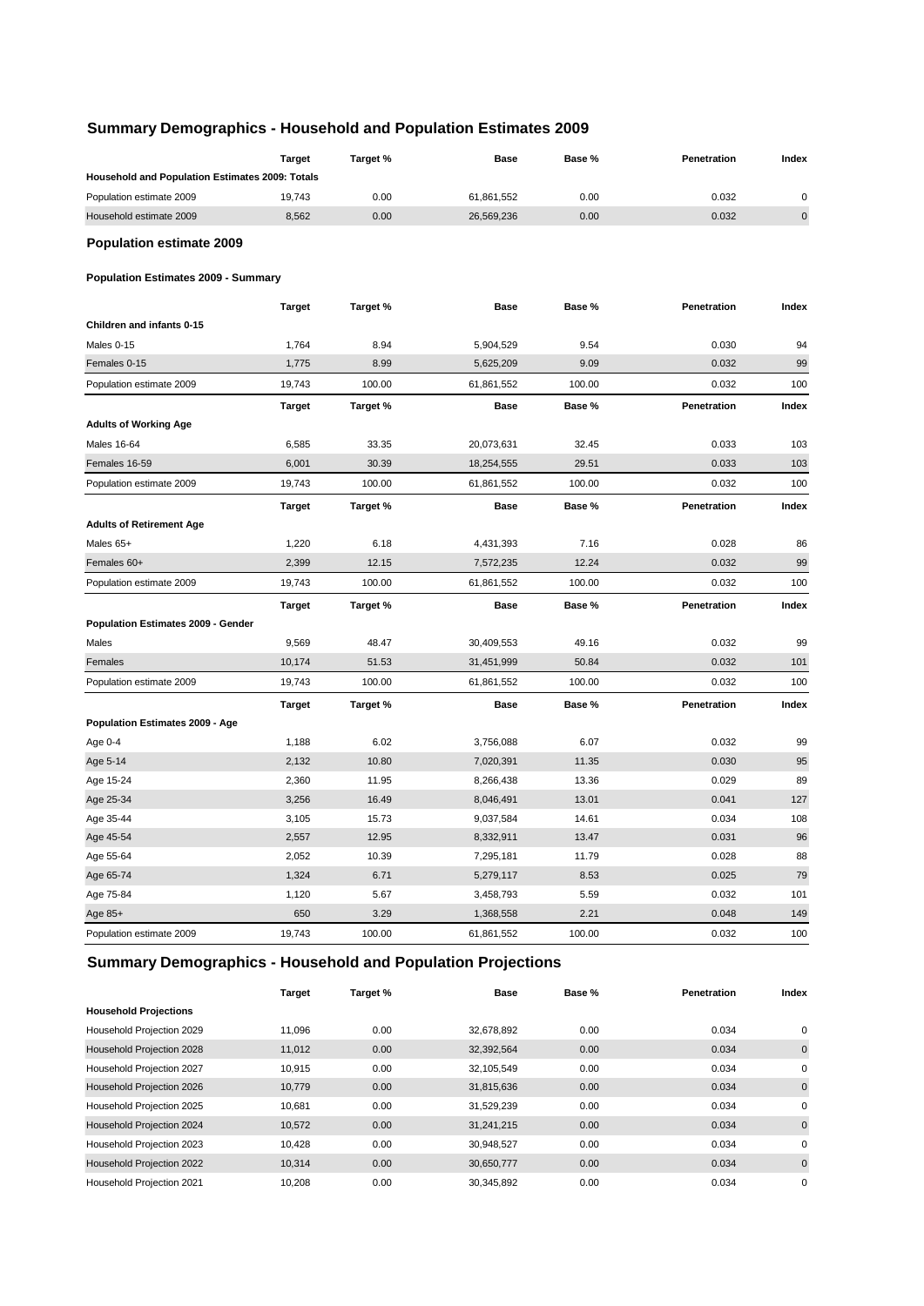## Summary Demographics - Household and Population Estimates 2009

| | Target | Target % | Base | Base % | Penetration | Index |
|---|---|---|---|---|---|---|
| **Household and Population Estimates 2009: Totals** | | | | | | |
| Population estimate 2009 | 19,743 | 0.00 | 61,861,552 | 0.00 | 0.032 | 0 |
| Household estimate 2009 | 8,562 | 0.00 | 26,569,236 | 0.00 | 0.032 | 0 |

### Population estimate 2009

**Population Estimates 2009 - Summary**

| | Target | Target % | Base | Base % | Penetration | Index |
|---|---|---|---|---|---|---|
| **Children and infants 0-15** | | | | | | |
| Males 0-15 | 1,764 | 8.94 | 5,904,529 | 9.54 | 0.030 | 94 |
| Females 0-15 | 1,775 | 8.99 | 5,625,209 | 9.09 | 0.032 | 99 |
| Population estimate 2009 | 19,743 | 100.00 | 61,861,552 | 100.00 | 0.032 | 100 |

| | Target | Target % | Base | Base % | Penetration | Index |
|---|---|---|---|---|---|---|
| **Adults of Working Age** | | | | | | |
| Males 16-64 | 6,585 | 33.35 | 20,073,631 | 32.45 | 0.033 | 103 |
| Females 16-59 | 6,001 | 30.39 | 18,254,555 | 29.51 | 0.033 | 103 |
| Population estimate 2009 | 19,743 | 100.00 | 61,861,552 | 100.00 | 0.032 | 100 |

| | Target | Target % | Base | Base % | Penetration | Index |
|---|---|---|---|---|---|---|
| **Adults of Retirement Age** | | | | | | |
| Males 65+ | 1,220 | 6.18 | 4,431,393 | 7.16 | 0.028 | 86 |
| Females 60+ | 2,399 | 12.15 | 7,572,235 | 12.24 | 0.032 | 99 |
| Population estimate 2009 | 19,743 | 100.00 | 61,861,552 | 100.00 | 0.032 | 100 |

| | Target | Target % | Base | Base % | Penetration | Index |
|---|---|---|---|---|---|---|
| **Population Estimates 2009 - Gender** | | | | | | |
| Males | 9,569 | 48.47 | 30,409,553 | 49.16 | 0.032 | 99 |
| Females | 10,174 | 51.53 | 31,451,999 | 50.84 | 0.032 | 101 |
| Population estimate 2009 | 19,743 | 100.00 | 61,861,552 | 100.00 | 0.032 | 100 |

| | Target | Target % | Base | Base % | Penetration | Index |
|---|---|---|---|---|---|---|
| **Population Estimates 2009 - Age** | | | | | | |
| Age 0-4 | 1,188 | 6.02 | 3,756,088 | 6.07 | 0.032 | 99 |
| Age 5-14 | 2,132 | 10.80 | 7,020,391 | 11.35 | 0.030 | 95 |
| Age 15-24 | 2,360 | 11.95 | 8,266,438 | 13.36 | 0.029 | 89 |
| Age 25-34 | 3,256 | 16.49 | 8,046,491 | 13.01 | 0.041 | 127 |
| Age 35-44 | 3,105 | 15.73 | 9,037,584 | 14.61 | 0.034 | 108 |
| Age 45-54 | 2,557 | 12.95 | 8,332,911 | 13.47 | 0.031 | 96 |
| Age 55-64 | 2,052 | 10.39 | 7,295,181 | 11.79 | 0.028 | 88 |
| Age 65-74 | 1,324 | 6.71 | 5,279,117 | 8.53 | 0.025 | 79 |
| Age 75-84 | 1,120 | 5.67 | 3,458,793 | 5.59 | 0.032 | 101 |
| Age 85+ | 650 | 3.29 | 1,368,558 | 2.21 | 0.048 | 149 |
| Population estimate 2009 | 19,743 | 100.00 | 61,861,552 | 100.00 | 0.032 | 100 |

## Summary Demographics - Household and Population Projections

| | Target | Target % | Base | Base % | Penetration | Index |
|---|---|---|---|---|---|---|
| **Household Projections** | | | | | | |
| Household Projection 2029 | 11,096 | 0.00 | 32,678,892 | 0.00 | 0.034 | 0 |
| Household Projection 2028 | 11,012 | 0.00 | 32,392,564 | 0.00 | 0.034 | 0 |
| Household Projection 2027 | 10,915 | 0.00 | 32,105,549 | 0.00 | 0.034 | 0 |
| Household Projection 2026 | 10,779 | 0.00 | 31,815,636 | 0.00 | 0.034 | 0 |
| Household Projection 2025 | 10,681 | 0.00 | 31,529,239 | 0.00 | 0.034 | 0 |
| Household Projection 2024 | 10,572 | 0.00 | 31,241,215 | 0.00 | 0.034 | 0 |
| Household Projection 2023 | 10,428 | 0.00 | 30,948,527 | 0.00 | 0.034 | 0 |
| Household Projection 2022 | 10,314 | 0.00 | 30,650,777 | 0.00 | 0.034 | 0 |
| Household Projection 2021 | 10,208 | 0.00 | 30,345,892 | 0.00 | 0.034 | 0 |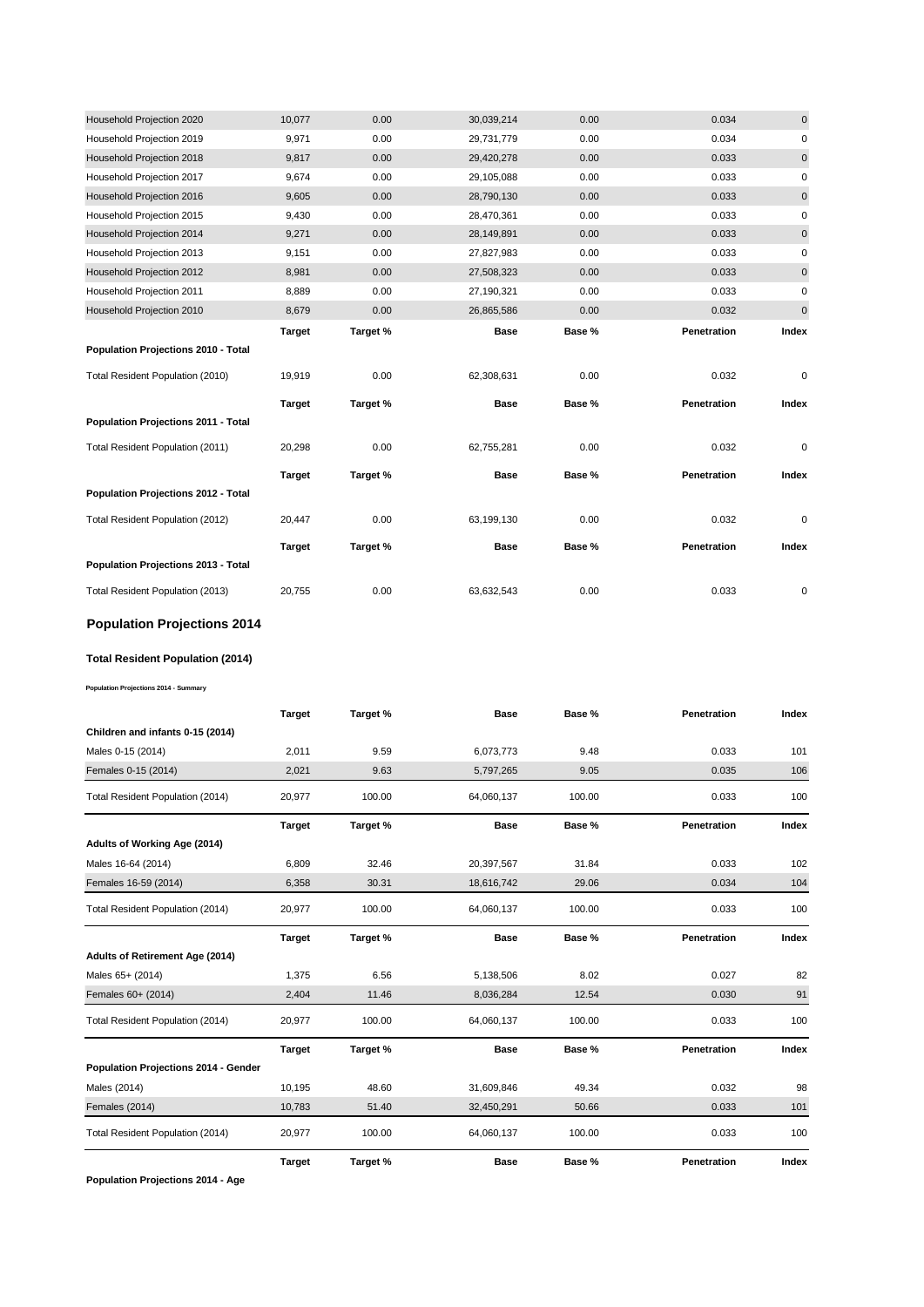| | | | | | | |
|---|---|---|---|---|---|---|
| Household Projection 2020 | 10,077 | 0.00 | 30,039,214 | 0.00 | 0.034 | 0 |
| Household Projection 2019 | 9,971 | 0.00 | 29,731,779 | 0.00 | 0.034 | 0 |
| Household Projection 2018 | 9,817 | 0.00 | 29,420,278 | 0.00 | 0.033 | 0 |
| Household Projection 2017 | 9,674 | 0.00 | 29,105,088 | 0.00 | 0.033 | 0 |
| Household Projection 2016 | 9,605 | 0.00 | 28,790,130 | 0.00 | 0.033 | 0 |
| Household Projection 2015 | 9,430 | 0.00 | 28,470,361 | 0.00 | 0.033 | 0 |
| Household Projection 2014 | 9,271 | 0.00 | 28,149,891 | 0.00 | 0.033 | 0 |
| Household Projection 2013 | 9,151 | 0.00 | 27,827,983 | 0.00 | 0.033 | 0 |
| Household Projection 2012 | 8,981 | 0.00 | 27,508,323 | 0.00 | 0.033 | 0 |
| Household Projection 2011 | 8,889 | 0.00 | 27,190,321 | 0.00 | 0.033 | 0 |
| Household Projection 2010 | 8,679 | 0.00 | 26,865,586 | 0.00 | 0.032 | 0 |

| Population Projections 2010 - Total | Target | Target % | Base | Base % | Penetration | Index |
|---|---|---|---|---|---|---|
| Total Resident Population (2010) | 19,919 | 0.00 | 62,308,631 | 0.00 | 0.032 | 0 |

| Population Projections 2011 - Total | Target | Target % | Base | Base % | Penetration | Index |
|---|---|---|---|---|---|---|
| Total Resident Population (2011) | 20,298 | 0.00 | 62,755,281 | 0.00 | 0.032 | 0 |

| Population Projections 2012 - Total | Target | Target % | Base | Base % | Penetration | Index |
|---|---|---|---|---|---|---|
| Total Resident Population (2012) | 20,447 | 0.00 | 63,199,130 | 0.00 | 0.032 | 0 |

| Population Projections 2013 - Total | Target | Target % | Base | Base % | Penetration | Index |
|---|---|---|---|---|---|---|
| Total Resident Population (2013) | 20,755 | 0.00 | 63,632,543 | 0.00 | 0.033 | 0 |

## Population Projections 2014

### Total Resident Population (2014)

**Population Projections 2014 - Summary**

| Children and infants 0-15 (2014) | Target | Target % | Base | Base % | Penetration | Index |
|---|---|---|---|---|---|---|
| Males 0-15 (2014) | 2,011 | 9.59 | 6,073,773 | 9.48 | 0.033 | 101 |
| Females 0-15 (2014) | 2,021 | 9.63 | 5,797,265 | 9.05 | 0.035 | 106 |
| Total Resident Population (2014) | 20,977 | 100.00 | 64,060,137 | 100.00 | 0.033 | 100 |

| Adults of Working Age (2014) | Target | Target % | Base | Base % | Penetration | Index |
|---|---|---|---|---|---|---|
| Males 16-64 (2014) | 6,809 | 32.46 | 20,397,567 | 31.84 | 0.033 | 102 |
| Females 16-59 (2014) | 6,358 | 30.31 | 18,616,742 | 29.06 | 0.034 | 104 |
| Total Resident Population (2014) | 20,977 | 100.00 | 64,060,137 | 100.00 | 0.033 | 100 |

| Adults of Retirement Age (2014) | Target | Target % | Base | Base % | Penetration | Index |
|---|---|---|---|---|---|---|
| Males 65+ (2014) | 1,375 | 6.56 | 5,138,506 | 8.02 | 0.027 | 82 |
| Females 60+ (2014) | 2,404 | 11.46 | 8,036,284 | 12.54 | 0.030 | 91 |
| Total Resident Population (2014) | 20,977 | 100.00 | 64,060,137 | 100.00 | 0.033 | 100 |

| Population Projections 2014 - Gender | Target | Target % | Base | Base % | Penetration | Index |
|---|---|---|---|---|---|---|
| Males (2014) | 10,195 | 48.60 | 31,609,846 | 49.34 | 0.032 | 98 |
| Females (2014) | 10,783 | 51.40 | 32,450,291 | 50.66 | 0.033 | 101 |
| Total Resident Population (2014) | 20,977 | 100.00 | 64,060,137 | 100.00 | 0.033 | 100 |

| Population Projections 2014 - Age | Target | Target % | Base | Base % | Penetration | Index |
|---|---|---|---|---|---|---|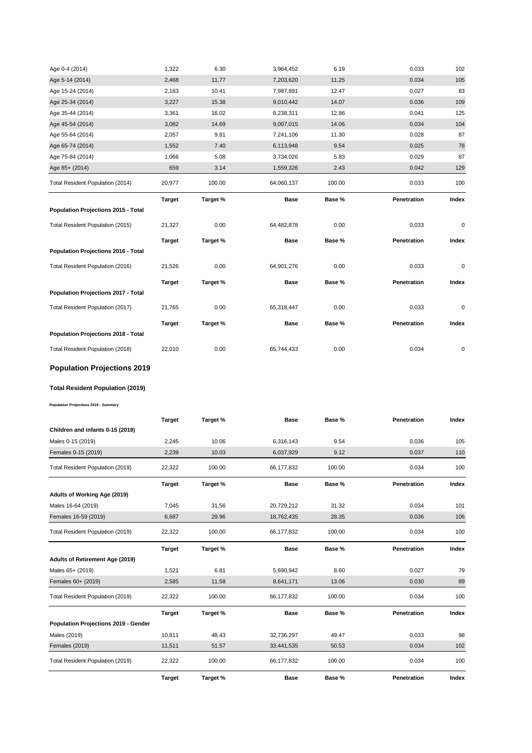| | | | | | | |
|---|---|---|---|---|---|---|
| Age 0-4 (2014) | 1,322 | 6.30 | 3,964,452 | 6.19 | 0.033 | 102 |
| Age 5-14 (2014) | 2,468 | 11.77 | 7,203,620 | 11.25 | 0.034 | 105 |
| Age 15-24 (2014) | 2,183 | 10.41 | 7,987,891 | 12.47 | 0.027 | 83 |
| Age 25-34 (2014) | 3,227 | 15.38 | 9,010,442 | 14.07 | 0.036 | 109 |
| Age 35-44 (2014) | 3,361 | 16.02 | 8,238,311 | 12.86 | 0.041 | 125 |
| Age 45-54 (2014) | 3,082 | 14.69 | 9,007,015 | 14.06 | 0.034 | 104 |
| Age 55-64 (2014) | 2,057 | 9.81 | 7,241,106 | 11.30 | 0.028 | 87 |
| Age 65-74 (2014) | 1,552 | 7.40 | 6,113,948 | 9.54 | 0.025 | 78 |
| Age 75-84 (2014) | 1,066 | 5.08 | 3,734,026 | 5.83 | 0.029 | 87 |
| Age 85+ (2014) | 659 | 3.14 | 1,559,326 | 2.43 | 0.042 | 129 |
| Total Resident Population (2014) | 20,977 | 100.00 | 64,060,137 | 100.00 | 0.033 | 100 |

| | **Target** | **Target %** | **Base** | **Base %** | **Penetration** | **Index** |
|---|---|---|---|---|---|---|
| **Population Projections 2015 - Total** | | | | | | |
| Total Resident Population (2015) | 21,327 | 0.00 | 64,482,878 | 0.00 | 0.033 | 0 |

| | **Target** | **Target %** | **Base** | **Base %** | **Penetration** | **Index** |
|---|---|---|---|---|---|---|
| **Population Projections 2016 - Total** | | | | | | |
| Total Resident Population (2016) | 21,526 | 0.00 | 64,901,276 | 0.00 | 0.033 | 0 |

| | **Target** | **Target %** | **Base** | **Base %** | **Penetration** | **Index** |
|---|---|---|---|---|---|---|
| **Population Projections 2017 - Total** | | | | | | |
| Total Resident Population (2017) | 21,765 | 0.00 | 65,318,447 | 0.00 | 0.033 | 0 |

| | **Target** | **Target %** | **Base** | **Base %** | **Penetration** | **Index** |
|---|---|---|---|---|---|---|
| **Population Projections 2018 - Total** | | | | | | |
| Total Resident Population (2018) | 22,010 | 0.00 | 65,744,433 | 0.00 | 0.034 | 0 |

## Population Projections 2019

### Total Resident Population (2019)

**Population Projections 2019 - Summary**

| | **Target** | **Target %** | **Base** | **Base %** | **Penetration** | **Index** |
|---|---|---|---|---|---|---|
| **Children and infants 0-15 (2019)** | | | | | | |
| Males 0-15 (2019) | 2,245 | 10.06 | 6,316,143 | 9.54 | 0.036 | 105 |
| Females 0-15 (2019) | 2,239 | 10.03 | 6,037,929 | 9.12 | 0.037 | 110 |
| Total Resident Population (2019) | 22,322 | 100.00 | 66,177,832 | 100.00 | 0.034 | 100 |

| | **Target** | **Target %** | **Base** | **Base %** | **Penetration** | **Index** |
|---|---|---|---|---|---|---|
| **Adults of Working Age (2019)** | | | | | | |
| Males 16-64 (2019) | 7,045 | 31.56 | 20,729,212 | 31.32 | 0.034 | 101 |
| Females 16-59 (2019) | 6,687 | 29.96 | 18,762,435 | 28.35 | 0.036 | 106 |
| Total Resident Population (2019) | 22,322 | 100.00 | 66,177,832 | 100.00 | 0.034 | 100 |

| | **Target** | **Target %** | **Base** | **Base %** | **Penetration** | **Index** |
|---|---|---|---|---|---|---|
| **Adults of Retirement Age (2019)** | | | | | | |
| Males 65+ (2019) | 1,521 | 6.81 | 5,690,942 | 8.60 | 0.027 | 79 |
| Females 60+ (2019) | 2,585 | 11.58 | 8,641,171 | 13.06 | 0.030 | 89 |
| Total Resident Population (2019) | 22,322 | 100.00 | 66,177,832 | 100.00 | 0.034 | 100 |

| | **Target** | **Target %** | **Base** | **Base %** | **Penetration** | **Index** |
|---|---|---|---|---|---|---|
| **Population Projections 2019 - Gender** | | | | | | |
| Males (2019) | 10,811 | 48.43 | 32,736,297 | 49.47 | 0.033 | 98 |
| Females (2019) | 11,511 | 51.57 | 33,441,535 | 50.53 | 0.034 | 102 |
| Total Resident Population (2019) | 22,322 | 100.00 | 66,177,832 | 100.00 | 0.034 | 100 |

| | **Target** | **Target %** | **Base** | **Base %** | **Penetration** | **Index** |
|---|---|---|---|---|---|---|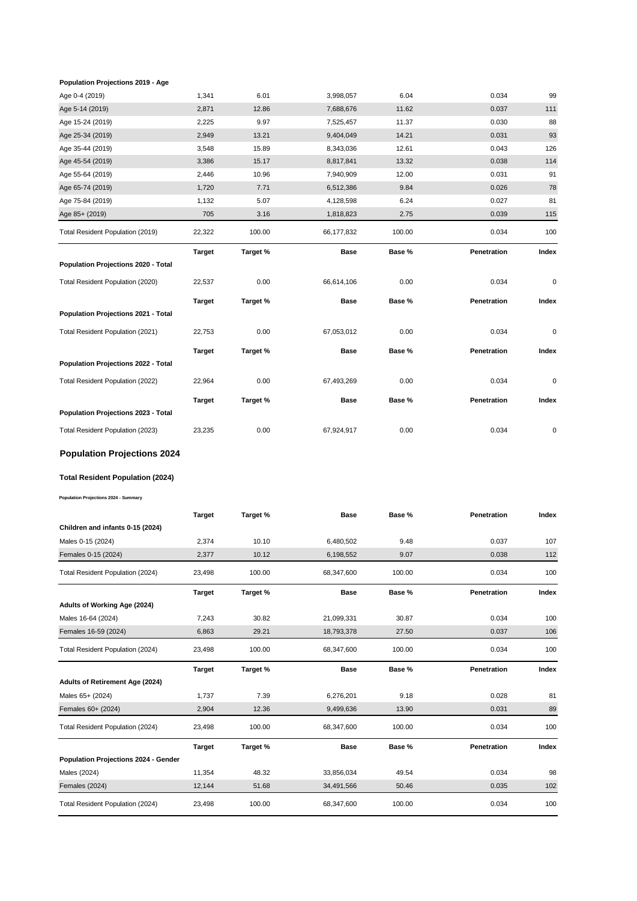**Population Projections 2019 - Age**

| | | | | | | |
|---|---|---|---|---|---|---|
| Age 0-4 (2019) | 1,341 | 6.01 | 3,998,057 | 6.04 | 0.034 | 99 |
| Age 5-14 (2019) | 2,871 | 12.86 | 7,688,676 | 11.62 | 0.037 | 111 |
| Age 15-24 (2019) | 2,225 | 9.97 | 7,525,457 | 11.37 | 0.030 | 88 |
| Age 25-34 (2019) | 2,949 | 13.21 | 9,404,049 | 14.21 | 0.031 | 93 |
| Age 35-44 (2019) | 3,548 | 15.89 | 8,343,036 | 12.61 | 0.043 | 126 |
| Age 45-54 (2019) | 3,386 | 15.17 | 8,817,841 | 13.32 | 0.038 | 114 |
| Age 55-64 (2019) | 2,446 | 10.96 | 7,940,909 | 12.00 | 0.031 | 91 |
| Age 65-74 (2019) | 1,720 | 7.71 | 6,512,386 | 9.84 | 0.026 | 78 |
| Age 75-84 (2019) | 1,132 | 5.07 | 4,128,598 | 6.24 | 0.027 | 81 |
| Age 85+ (2019) | 705 | 3.16 | 1,818,823 | 2.75 | 0.039 | 115 |
| Total Resident Population (2019) | 22,322 | 100.00 | 66,177,832 | 100.00 | 0.034 | 100 |

| | **Target** | **Target %** | **Base** | **Base %** | **Penetration** | **Index** |
|---|---|---|---|---|---|---|
| **Population Projections 2020 - Total** | | | | | | |
| Total Resident Population (2020) | 22,537 | 0.00 | 66,614,106 | 0.00 | 0.034 | 0 |

| | **Target** | **Target %** | **Base** | **Base %** | **Penetration** | **Index** |
|---|---|---|---|---|---|---|
| **Population Projections 2021 - Total** | | | | | | |
| Total Resident Population (2021) | 22,753 | 0.00 | 67,053,012 | 0.00 | 0.034 | 0 |

| | **Target** | **Target %** | **Base** | **Base %** | **Penetration** | **Index** |
|---|---|---|---|---|---|---|
| **Population Projections 2022 - Total** | | | | | | |
| Total Resident Population (2022) | 22,964 | 0.00 | 67,493,269 | 0.00 | 0.034 | 0 |

| | **Target** | **Target %** | **Base** | **Base %** | **Penetration** | **Index** |
|---|---|---|---|---|---|---|
| **Population Projections 2023 - Total** | | | | | | |
| Total Resident Population (2023) | 23,235 | 0.00 | 67,924,917 | 0.00 | 0.034 | 0 |

## Population Projections 2024

### Total Resident Population (2024)

**Population Projections 2024 - Summary**

| | **Target** | **Target %** | **Base** | **Base %** | **Penetration** | **Index** |
|---|---|---|---|---|---|---|
| **Children and infants 0-15 (2024)** | | | | | | |
| Males 0-15 (2024) | 2,374 | 10.10 | 6,480,502 | 9.48 | 0.037 | 107 |
| Females 0-15 (2024) | 2,377 | 10.12 | 6,198,552 | 9.07 | 0.038 | 112 |
| Total Resident Population (2024) | 23,498 | 100.00 | 68,347,600 | 100.00 | 0.034 | 100 |

| | **Target** | **Target %** | **Base** | **Base %** | **Penetration** | **Index** |
|---|---|---|---|---|---|---|
| **Adults of Working Age (2024)** | | | | | | |
| Males 16-64 (2024) | 7,243 | 30.82 | 21,099,331 | 30.87 | 0.034 | 100 |
| Females 16-59 (2024) | 6,863 | 29.21 | 18,793,378 | 27.50 | 0.037 | 106 |
| Total Resident Population (2024) | 23,498 | 100.00 | 68,347,600 | 100.00 | 0.034 | 100 |

| | **Target** | **Target %** | **Base** | **Base %** | **Penetration** | **Index** |
|---|---|---|---|---|---|---|
| **Adults of Retirement Age (2024)** | | | | | | |
| Males 65+ (2024) | 1,737 | 7.39 | 6,276,201 | 9.18 | 0.028 | 81 |
| Females 60+ (2024) | 2,904 | 12.36 | 9,499,636 | 13.90 | 0.031 | 89 |
| Total Resident Population (2024) | 23,498 | 100.00 | 68,347,600 | 100.00 | 0.034 | 100 |

| | **Target** | **Target %** | **Base** | **Base %** | **Penetration** | **Index** |
|---|---|---|---|---|---|---|
| **Population Projections 2024 - Gender** | | | | | | |
| Males (2024) | 11,354 | 48.32 | 33,856,034 | 49.54 | 0.034 | 98 |
| Females (2024) | 12,144 | 51.68 | 34,491,566 | 50.46 | 0.035 | 102 |
| Total Resident Population (2024) | 23,498 | 100.00 | 68,347,600 | 100.00 | 0.034 | 100 |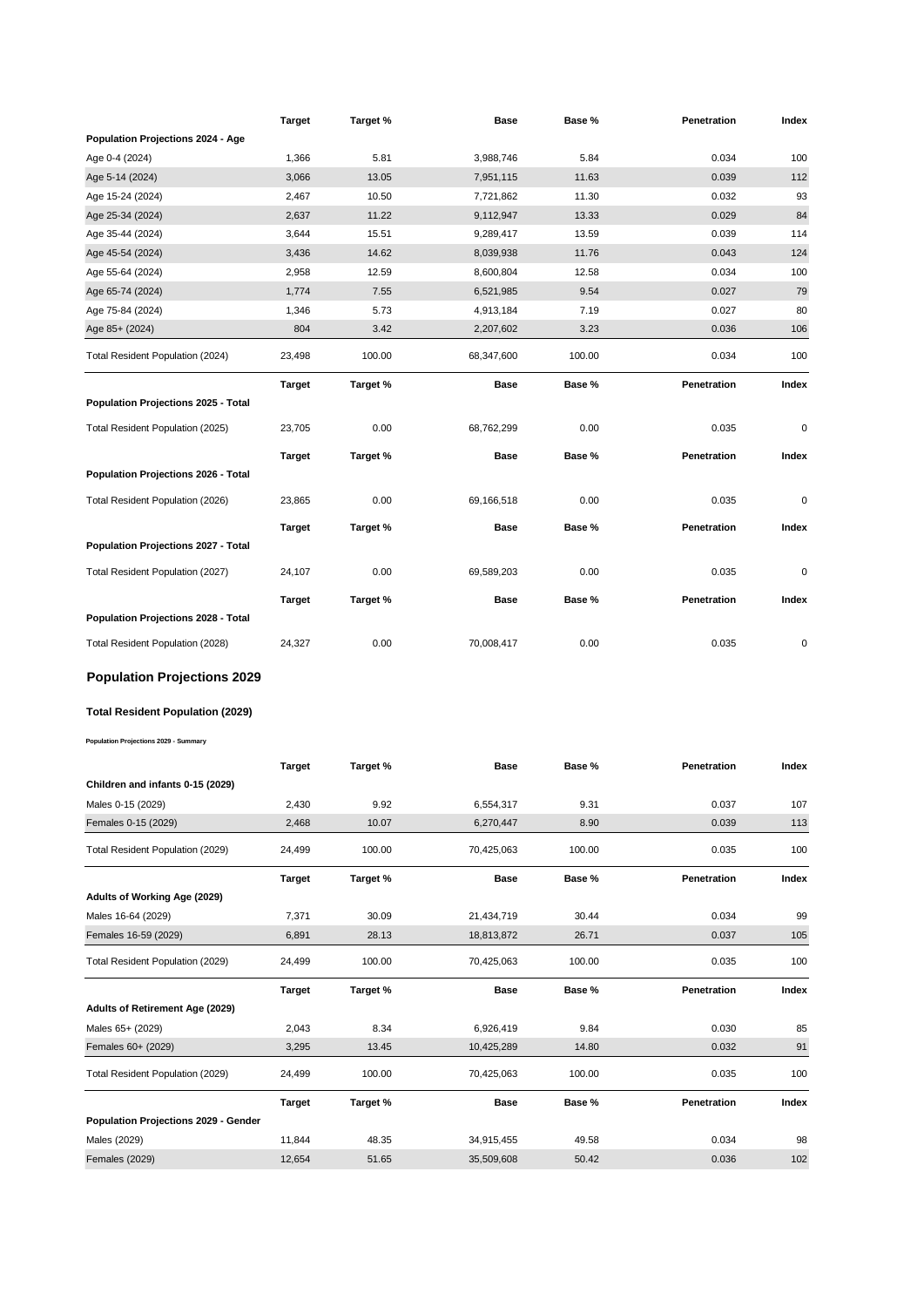| | Target | Target % | Base | Base % | Penetration | Index |
|---|---|---|---|---|---|---|
| **Population Projections 2024 - Age** | | | | | | |
| Age 0-4 (2024) | 1,366 | 5.81 | 3,988,746 | 5.84 | 0.034 | 100 |
| Age 5-14 (2024) | 3,066 | 13.05 | 7,951,115 | 11.63 | 0.039 | 112 |
| Age 15-24 (2024) | 2,467 | 10.50 | 7,721,862 | 11.30 | 0.032 | 93 |
| Age 25-34 (2024) | 2,637 | 11.22 | 9,112,947 | 13.33 | 0.029 | 84 |
| Age 35-44 (2024) | 3,644 | 15.51 | 9,289,417 | 13.59 | 0.039 | 114 |
| Age 45-54 (2024) | 3,436 | 14.62 | 8,039,938 | 11.76 | 0.043 | 124 |
| Age 55-64 (2024) | 2,958 | 12.59 | 8,600,804 | 12.58 | 0.034 | 100 |
| Age 65-74 (2024) | 1,774 | 7.55 | 6,521,985 | 9.54 | 0.027 | 79 |
| Age 75-84 (2024) | 1,346 | 5.73 | 4,913,184 | 7.19 | 0.027 | 80 |
| Age 85+ (2024) | 804 | 3.42 | 2,207,602 | 3.23 | 0.036 | 106 |
| Total Resident Population (2024) | 23,498 | 100.00 | 68,347,600 | 100.00 | 0.034 | 100 |

| | Target | Target % | Base | Base % | Penetration | Index |
|---|---|---|---|---|---|---|
| **Population Projections 2025 - Total** | | | | | | |
| Total Resident Population (2025) | 23,705 | 0.00 | 68,762,299 | 0.00 | 0.035 | 0 |

| | Target | Target % | Base | Base % | Penetration | Index |
|---|---|---|---|---|---|---|
| **Population Projections 2026 - Total** | | | | | | |
| Total Resident Population (2026) | 23,865 | 0.00 | 69,166,518 | 0.00 | 0.035 | 0 |

| | Target | Target % | Base | Base % | Penetration | Index |
|---|---|---|---|---|---|---|
| **Population Projections 2027 - Total** | | | | | | |
| Total Resident Population (2027) | 24,107 | 0.00 | 69,589,203 | 0.00 | 0.035 | 0 |

| | Target | Target % | Base | Base % | Penetration | Index |
|---|---|---|---|---|---|---|
| **Population Projections 2028 - Total** | | | | | | |
| Total Resident Population (2028) | 24,327 | 0.00 | 70,008,417 | 0.00 | 0.035 | 0 |

## Population Projections 2029

### Total Resident Population (2029)

###### Population Projections 2029 - Summary

| | Target | Target % | Base | Base % | Penetration | Index |
|---|---|---|---|---|---|---|
| **Children and infants 0-15 (2029)** | | | | | | |
| Males 0-15 (2029) | 2,430 | 9.92 | 6,554,317 | 9.31 | 0.037 | 107 |
| Females 0-15 (2029) | 2,468 | 10.07 | 6,270,447 | 8.90 | 0.039 | 113 |
| Total Resident Population (2029) | 24,499 | 100.00 | 70,425,063 | 100.00 | 0.035 | 100 |

| | Target | Target % | Base | Base % | Penetration | Index |
|---|---|---|---|---|---|---|
| **Adults of Working Age (2029)** | | | | | | |
| Males 16-64 (2029) | 7,371 | 30.09 | 21,434,719 | 30.44 | 0.034 | 99 |
| Females 16-59 (2029) | 6,891 | 28.13 | 18,813,872 | 26.71 | 0.037 | 105 |
| Total Resident Population (2029) | 24,499 | 100.00 | 70,425,063 | 100.00 | 0.035 | 100 |

| | Target | Target % | Base | Base % | Penetration | Index |
|---|---|---|---|---|---|---|
| **Adults of Retirement Age (2029)** | | | | | | |
| Males 65+ (2029) | 2,043 | 8.34 | 6,926,419 | 9.84 | 0.030 | 85 |
| Females 60+ (2029) | 3,295 | 13.45 | 10,425,289 | 14.80 | 0.032 | 91 |
| Total Resident Population (2029) | 24,499 | 100.00 | 70,425,063 | 100.00 | 0.035 | 100 |

| | Target | Target % | Base | Base % | Penetration | Index |
|---|---|---|---|---|---|---|
| **Population Projections 2029 - Gender** | | | | | | |
| Males (2029) | 11,844 | 48.35 | 34,915,455 | 49.58 | 0.034 | 98 |
| Females (2029) | 12,654 | 51.65 | 35,509,608 | 50.42 | 0.036 | 102 |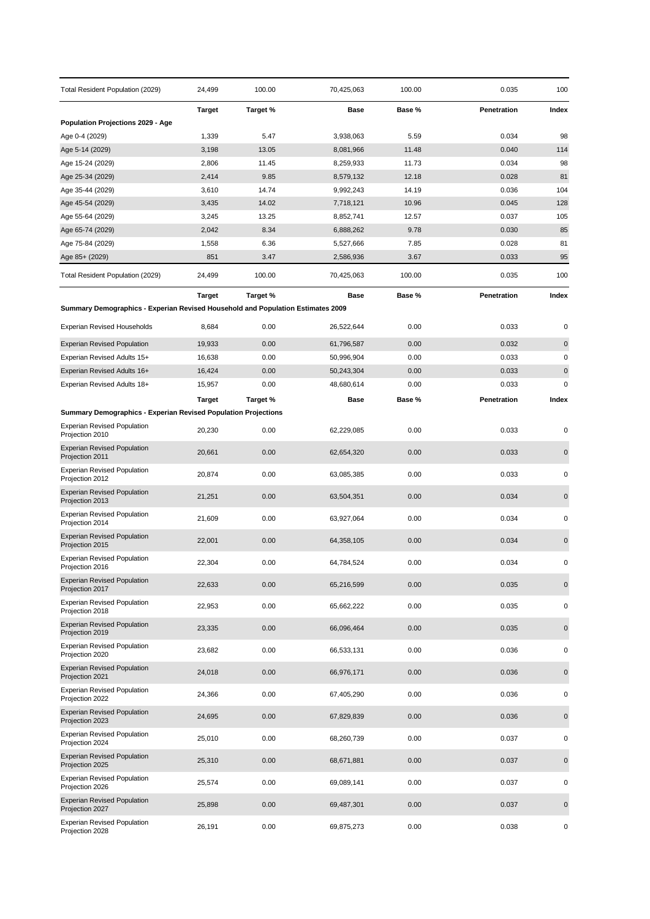| | Target | Target % | Base | Base % | Penetration | Index |
|---|---|---|---|---|---|---|
| Total Resident Population (2029) | 24,499 | 100.00 | 70,425,063 | 100.00 | 0.035 | 100 |

| | Target | Target % | Base | Base % | Penetration | Index |
|---|---|---|---|---|---|---|
| **Population Projections 2029 - Age** | | | | | | |
| Age 0-4 (2029) | 1,339 | 5.47 | 3,938,063 | 5.59 | 0.034 | 98 |
| Age 5-14 (2029) | 3,198 | 13.05 | 8,081,966 | 11.48 | 0.040 | 114 |
| Age 15-24 (2029) | 2,806 | 11.45 | 8,259,933 | 11.73 | 0.034 | 98 |
| Age 25-34 (2029) | 2,414 | 9.85 | 8,579,132 | 12.18 | 0.028 | 81 |
| Age 35-44 (2029) | 3,610 | 14.74 | 9,992,243 | 14.19 | 0.036 | 104 |
| Age 45-54 (2029) | 3,435 | 14.02 | 7,718,121 | 10.96 | 0.045 | 128 |
| Age 55-64 (2029) | 3,245 | 13.25 | 8,852,741 | 12.57 | 0.037 | 105 |
| Age 65-74 (2029) | 2,042 | 8.34 | 6,888,262 | 9.78 | 0.030 | 85 |
| Age 75-84 (2029) | 1,558 | 6.36 | 5,527,666 | 7.85 | 0.028 | 81 |
| Age 85+ (2029) | 851 | 3.47 | 2,586,936 | 3.67 | 0.033 | 95 |
| Total Resident Population (2029) | 24,499 | 100.00 | 70,425,063 | 100.00 | 0.035 | 100 |

| | Target | Target % | Base | Base % | Penetration | Index |
|---|---|---|---|---|---|---|
| **Summary Demographics - Experian Revised Household and Population Estimates 2009** | | | | | | |
| Experian Revised Households | 8,684 | 0.00 | 26,522,644 | 0.00 | 0.033 | 0 |
| Experian Revised Population | 19,933 | 0.00 | 61,796,587 | 0.00 | 0.032 | 0 |
| Experian Revised Adults 15+ | 16,638 | 0.00 | 50,996,904 | 0.00 | 0.033 | 0 |
| Experian Revised Adults 16+ | 16,424 | 0.00 | 50,243,304 | 0.00 | 0.033 | 0 |
| Experian Revised Adults 18+ | 15,957 | 0.00 | 48,680,614 | 0.00 | 0.033 | 0 |

| | Target | Target % | Base | Base % | Penetration | Index |
|---|---|---|---|---|---|---|
| **Summary Demographics - Experian Revised Population Projections** | | | | | | |
| Experian Revised Population Projection 2010 | 20,230 | 0.00 | 62,229,085 | 0.00 | 0.033 | 0 |
| Experian Revised Population Projection 2011 | 20,661 | 0.00 | 62,654,320 | 0.00 | 0.033 | 0 |
| Experian Revised Population Projection 2012 | 20,874 | 0.00 | 63,085,385 | 0.00 | 0.033 | 0 |
| Experian Revised Population Projection 2013 | 21,251 | 0.00 | 63,504,351 | 0.00 | 0.034 | 0 |
| Experian Revised Population Projection 2014 | 21,609 | 0.00 | 63,927,064 | 0.00 | 0.034 | 0 |
| Experian Revised Population Projection 2015 | 22,001 | 0.00 | 64,358,105 | 0.00 | 0.034 | 0 |
| Experian Revised Population Projection 2016 | 22,304 | 0.00 | 64,784,524 | 0.00 | 0.034 | 0 |
| Experian Revised Population Projection 2017 | 22,633 | 0.00 | 65,216,599 | 0.00 | 0.035 | 0 |
| Experian Revised Population Projection 2018 | 22,953 | 0.00 | 65,662,222 | 0.00 | 0.035 | 0 |
| Experian Revised Population Projection 2019 | 23,335 | 0.00 | 66,096,464 | 0.00 | 0.035 | 0 |
| Experian Revised Population Projection 2020 | 23,682 | 0.00 | 66,533,131 | 0.00 | 0.036 | 0 |
| Experian Revised Population Projection 2021 | 24,018 | 0.00 | 66,976,171 | 0.00 | 0.036 | 0 |
| Experian Revised Population Projection 2022 | 24,366 | 0.00 | 67,405,290 | 0.00 | 0.036 | 0 |
| Experian Revised Population Projection 2023 | 24,695 | 0.00 | 67,829,839 | 0.00 | 0.036 | 0 |
| Experian Revised Population Projection 2024 | 25,010 | 0.00 | 68,260,739 | 0.00 | 0.037 | 0 |
| Experian Revised Population Projection 2025 | 25,310 | 0.00 | 68,671,881 | 0.00 | 0.037 | 0 |
| Experian Revised Population Projection 2026 | 25,574 | 0.00 | 69,089,141 | 0.00 | 0.037 | 0 |
| Experian Revised Population Projection 2027 | 25,898 | 0.00 | 69,487,301 | 0.00 | 0.037 | 0 |
| Experian Revised Population Projection 2028 | 26,191 | 0.00 | 69,875,273 | 0.00 | 0.038 | 0 |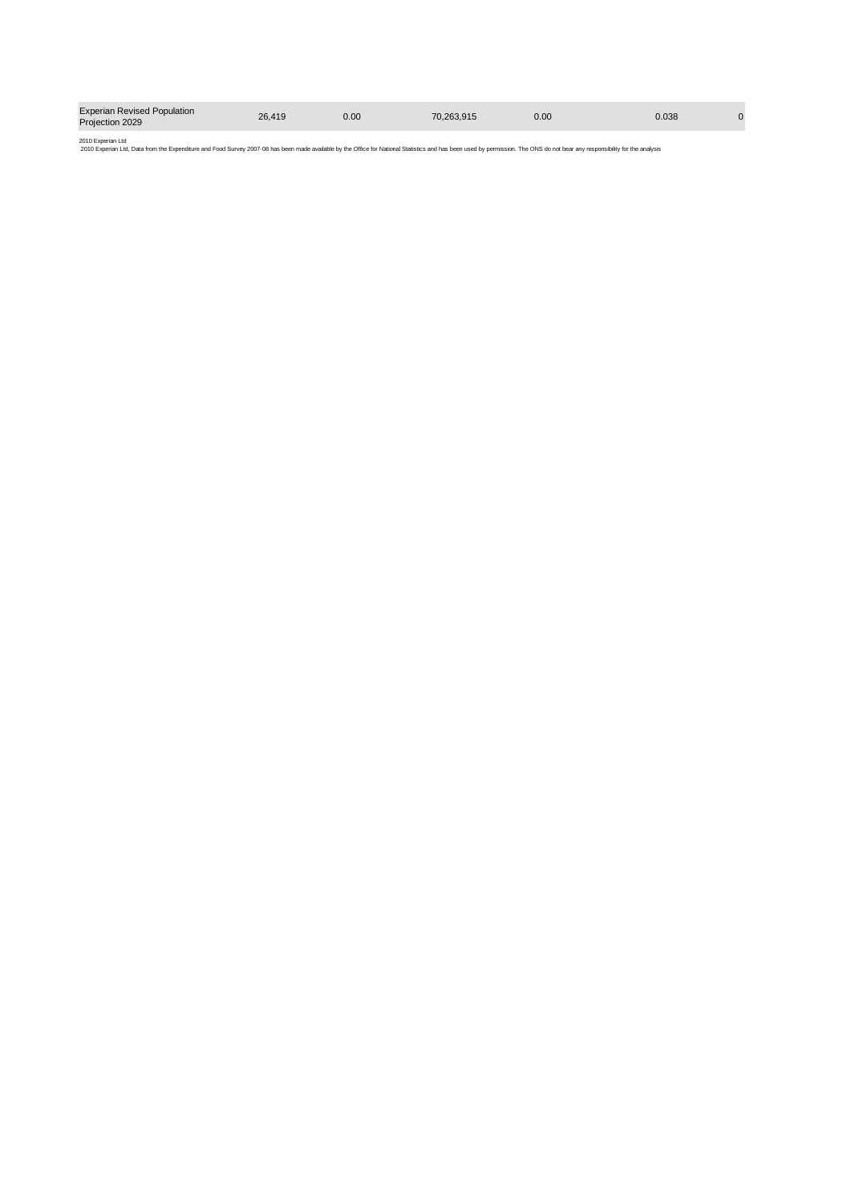| | | | | | | |
|---|---|---|---|---|---|---|
| Experian Revised Population Projection 2029 | 26,419 | 0.00 | 70,263,915 | 0.00 | 0.038 | 0 |

2010 Experian Ltd
2010 Experian Ltd, Data from the Expenditure and Food Survey 2007-08 has been made available by the Office for National Statistics and has been used by permission. The ONS do not bear any responsibility for the analysis